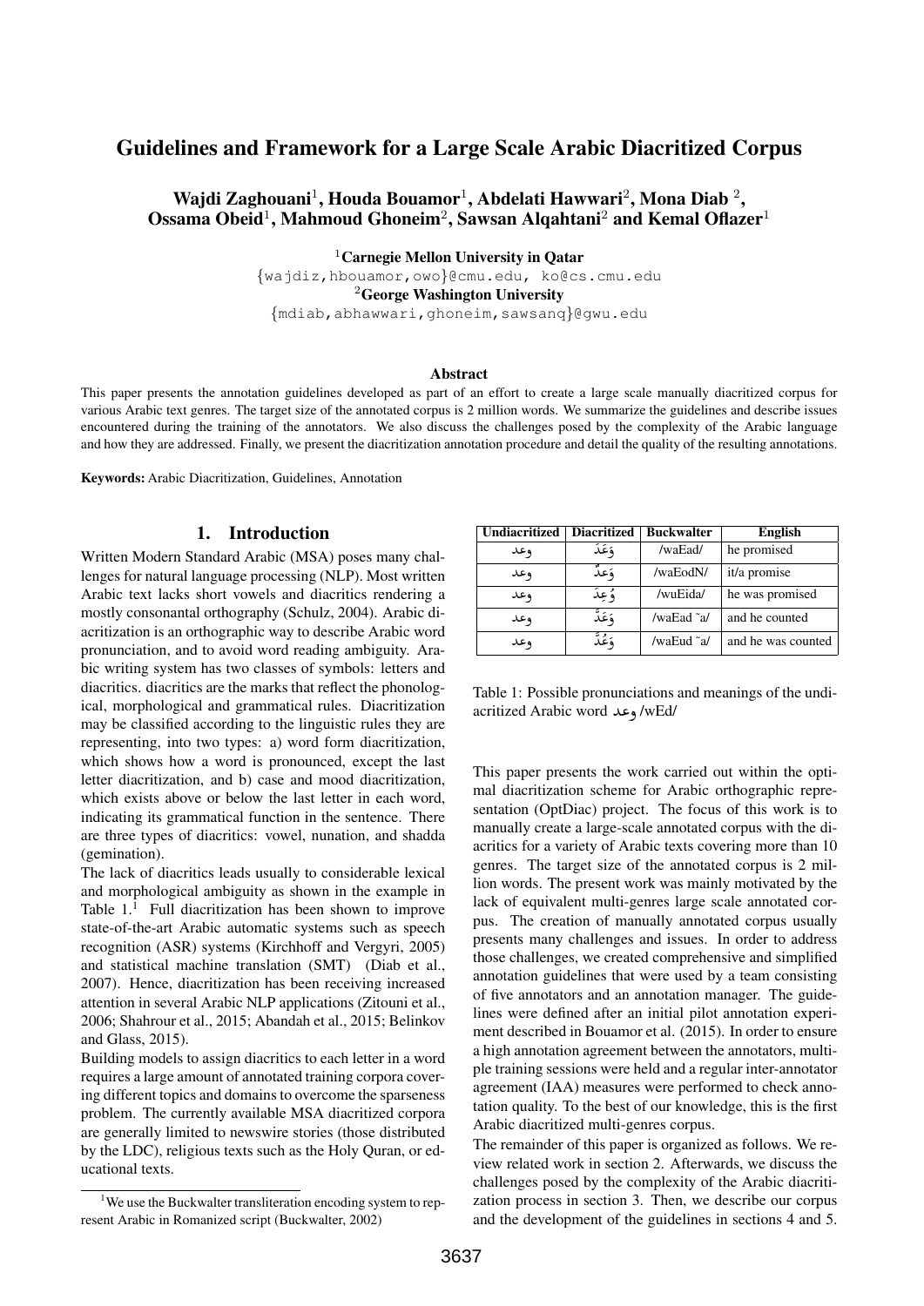# Guidelines and Framework for a Large Scale Arabic Diacritized Corpus

**Wajdi Zaghouani[1], Houda Bouamor[1], Abdelati Hawwari[2], Mona Diab [2], Ossama Obeid[1], Mahmoud Ghoneim[2], Sawsan Alqahtani[2] and Kemal Oflazer[1]**

[1]**Carnegie Mellon University in Qatar**
{wajdiz,hbouamor,owo}@cmu.edu, ko@cs.cmu.edu
[2]**George Washington University**
{mdiab,abhawwari,ghoneim,sawsanq}@gwu.edu

### Abstract

This paper presents the annotation guidelines developed as part of an effort to create a large scale manually diacritized corpus for various Arabic text genres. The target size of the annotated corpus is 2 million words. We summarize the guidelines and describe issues encountered during the training of the annotators. We also discuss the challenges posed by the complexity of the Arabic language and how they are addressed. Finally, we present the diacritization annotation procedure and detail the quality of the resulting annotations.

**Keywords:** Arabic Diacritization, Guidelines, Annotation

## 1. Introduction

Written Modern Standard Arabic (MSA) poses many challenges for natural language processing (NLP). Most written Arabic text lacks short vowels and diacritics rendering a mostly consonantal orthography (Schulz, 2004). Arabic diacritization is an orthographic way to describe Arabic word pronunciation, and to avoid word reading ambiguity. Arabic writing system has two classes of symbols: letters and diacritics. diacritics are the marks that reflect the phonological, morphological and grammatical rules. Diacritization may be classified according to the linguistic rules they are representing, into two types: a) word form diacritization, which shows how a word is pronounced, except the last letter diacritization, and b) case and mood diacritization, which exists above or below the last letter in each word, indicating its grammatical function in the sentence. There are three types of diacritics: vowel, nunation, and shadda (gemination).

The lack of diacritics leads usually to considerable lexical and morphological ambiguity as shown in the example in Table 1.[1] Full diacritization has been shown to improve state-of-the-art Arabic automatic systems such as speech recognition (ASR) systems (Kirchhoff and Vergyri, 2005) and statistical machine translation (SMT) (Diab et al., 2007). Hence, diacritization has been receiving increased attention in several Arabic NLP applications (Zitouni et al., 2006; Shahrour et al., 2015; Abandah et al., 2015; Belinkov and Glass, 2015).

Building models to assign diacritics to each letter in a word requires a large amount of annotated training corpora covering different topics and domains to overcome the sparseness problem. The currently available MSA diacritized corpora are generally limited to newswire stories (those distributed by the LDC), religious texts such as the Holy Quran, or educational texts.

| Undiacritized | Diacritized | Buckwalter | English |
|---|---|---|---|
| وعد | وَعَدَ | /waEad/ | he promised |
| وعد | وَعْدٌ | /waEodN/ | it/a promise |
| وعد | وُعِدَ | /wuEida/ | he was promised |
| وعد | وَعَدَّ | /waEad ~a/ | and he counted |
| وعد | وَعُدَّ | /waEud ~a/ | and he was counted |

Table 1: Possible pronunciations and meanings of the undiacritized Arabic word وعد /wEd/

This paper presents the work carried out within the optimal diacritization scheme for Arabic orthographic representation (OptDiac) project. The focus of this work is to manually create a large-scale annotated corpus with the diacritics for a variety of Arabic texts covering more than 10 genres. The target size of the annotated corpus is 2 million words. The present work was mainly motivated by the lack of equivalent multi-genres large scale annotated corpus. The creation of manually annotated corpus usually presents many challenges and issues. In order to address those challenges, we created comprehensive and simplified annotation guidelines that were used by a team consisting of five annotators and an annotation manager. The guidelines were defined after an initial pilot annotation experiment described in Bouamor et al. (2015). In order to ensure a high annotation agreement between the annotators, multiple training sessions were held and a regular inter-annotator agreement (IAA) measures were performed to check annotation quality. To the best of our knowledge, this is the first Arabic diacritized multi-genres corpus.

The remainder of this paper is organized as follows. We review related work in section 2. Afterwards, we discuss the challenges posed by the complexity of the Arabic diacritization process in section 3. Then, we describe our corpus and the development of the guidelines in sections 4 and 5.

[1]We use the Buckwalter transliteration encoding system to represent Arabic in Romanized script (Buckwalter, 2002)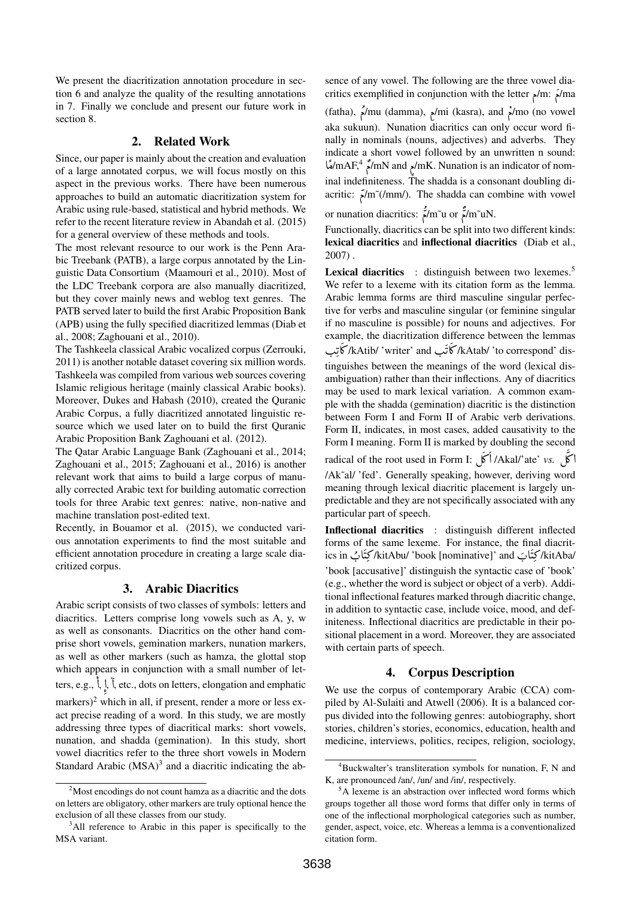We present the diacritization annotation procedure in section 6 and analyze the quality of the resulting annotations in 7. Finally we conclude and present our future work in section 8.

## 2. Related Work

Since, our paper is mainly about the creation and evaluation of a large annotated corpus, we will focus mostly on this aspect in the previous works. There have been numerous approaches to build an automatic diacritization system for Arabic using rule-based, statistical and hybrid methods. We refer to the recent literature review in Abandah et al. (2015) for a general overview of these methods and tools.

The most relevant resource to our work is the Penn Arabic Treebank (PATB), a large corpus annotated by the Linguistic Data Consortium (Maamouri et al., 2010). Most of the LDC Treebank corpora are also manually diacritized, but they cover mainly news and weblog text genres. The PATB served later to build the first Arabic Proposition Bank (APB) using the fully specified diacritized lemmas (Diab et al., 2008; Zaghouani et al., 2010).

The Tashkeela classical Arabic vocalized corpus (Zerrouki, 2011) is another notable dataset covering six million words. Tashkeela was compiled from various web sources covering Islamic religious heritage (mainly classical Arabic books). Moreover, Dukes and Habash (2010), created the Quranic Arabic Corpus, a fully diacritized annotated linguistic resource which we used later on to build the first Quranic Arabic Proposition Bank Zaghouani et al. (2012).

The Qatar Arabic Language Bank (Zaghouani et al., 2014; Zaghouani et al., 2015; Zaghouani et al., 2016) is another relevant work that aims to build a large corpus of manually corrected Arabic text for building automatic correction tools for three Arabic text genres: native, non-native and machine translation post-edited text.

Recently, in Bouamor et al. (2015), we conducted various annotation experiments to find the most suitable and efficient annotation procedure in creating a large scale diacritized corpus.

## 3. Arabic Diacritics

Arabic script consists of two classes of symbols: letters and diacritics. Letters comprise long vowels such as A, y, w as well as consonants. Diacritics on the other hand comprise short vowels, gemination markers, nunation markers, as well as other markers (such as hamza, the glottal stop which appears in conjunction with a small number of letters, e.g., أ, إ, آ, etc., dots on letters, elongation and emphatic markers)[2] which in all, if present, render a more or less exact precise reading of a word. In this study, we are mostly addressing three types of diacritical marks: short vowels, nunation, and shadda (gemination). In this study, short vowel diacritics refer to the three short vowels in Modern Standard Arabic (MSA)[3] and a diacritic indicating the absence of any vowel. The following are the three vowel diacritics exemplified in conjunction with the letter م/m: مَ/ma (fatha), مُ/mu (damma), مِ/mi (kasra), and مْ/mo (no vowel aka sukuun). Nunation diacritics can only occur word finally in nominals (nouns, adjectives) and adverbs. They indicate a short vowel followed by an unwritten n sound: مًا/mAF,[4] مٌ/mN and مٍ/mK. Nunation is an indicator of nominal indefiniteness. The shadda is a consonant doubling diacritic: مّ/m~(/mm/). The shadda can combine with vowel or nunation diacritics: مُّ/m~u or مٌّ/m~uN.

Functionally, diacritics can be split into two different kinds: **lexical diacritics** and **inflectional diacritics** (Diab et al., 2007) .

**Lexical diacritics** : distinguish between two lexemes.[5] We refer to a lexeme with its citation form as the lemma. Arabic lemma forms are third masculine singular perfective for verbs and masculine singular (or feminine singular if no masculine is possible) for nouns and adjectives. For example, the diacritization difference between the lemmas كَاتِب/kAtib/ 'writer' and كَاتَب/kAtab/ 'to correspond' distinguishes between the meanings of the word (lexical disambiguation) rather than their inflections. Any of diacritics may be used to mark lexical variation. A common example with the shadda (gemination) diacritic is the distinction between Form I and Form II of Arabic verb derivations. Form II, indicates, in most cases, added causativity to the Form I meaning. Form II is marked by doubling the second radical of the root used in Form I: أَكَل /Akal/'ate' *vs.* أكَّل /Ak~al/ 'fed'. Generally speaking, however, deriving word meaning through lexical diacritic placement is largely unpredictable and they are not specifically associated with any particular part of speech.

**Inflectional diacritics** : distinguish different inflected forms of the same lexeme. For instance, the final diacritics in كِتَابُ/kitAbu/ 'book [nominative]' and كِتَابَ/kitAba/ 'book [accusative]' distinguish the syntactic case of 'book' (e.g., whether the word is subject or object of a verb). Additional inflectional features marked through diacritic change, in addition to syntactic case, include voice, mood, and definiteness. Inflectional diacritics are predictable in their positional placement in a word. Moreover, they are associated with certain parts of speech.

## 4. Corpus Description

We use the corpus of contemporary Arabic (CCA) compiled by Al-Sulaiti and Atwell (2006). It is a balanced corpus divided into the following genres: autobiography, short stories, children's stories, economics, education, health and medicine, interviews, politics, recipes, religion, sociology,

[2] Most encodings do not count hamza as a diacritic and the dots on letters are obligatory, other markers are truly optional hence the exclusion of all these classes from our study.

[3] All reference to Arabic in this paper is specifically to the MSA variant.

[4] Buckwalter's transliteration symbols for nunation, F, N and K, are pronounced /an/, /un/ and /in/, respectively.

[5] A lexeme is an abstraction over inflected word forms which groups together all those word forms that differ only in terms of one of the inflectional morphological categories such as number, gender, aspect, voice, etc. Whereas a lemma is a conventionalized citation form.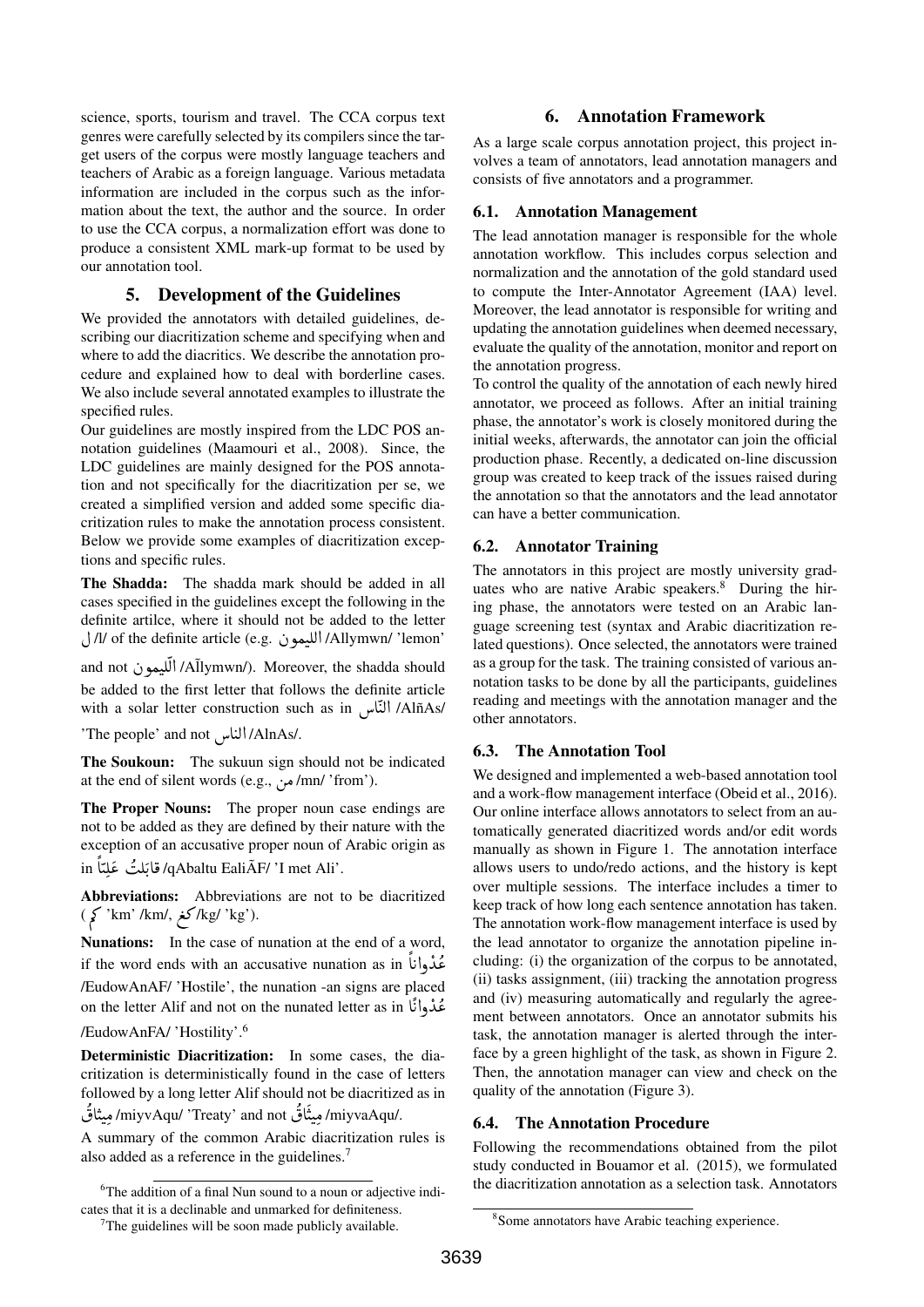science, sports, tourism and travel. The CCA corpus text genres were carefully selected by its compilers since the target users of the corpus were mostly language teachers and teachers of Arabic as a foreign language. Various metadata information are included in the corpus such as the information about the text, the author and the source. In order to use the CCA corpus, a normalization effort was done to produce a consistent XML mark-up format to be used by our annotation tool.

## 5. Development of the Guidelines

We provided the annotators with detailed guidelines, describing our diacritization scheme and specifying when and where to add the diacritics. We describe the annotation procedure and explained how to deal with borderline cases. We also include several annotated examples to illustrate the specified rules.

Our guidelines are mostly inspired from the LDC POS annotation guidelines (Maamouri et al., 2008). Since, the LDC guidelines are mainly designed for the POS annotation and not specifically for the diacritization per se, we created a simplified version and added some specific diacritization rules to make the annotation process consistent. Below we provide some examples of diacritization exceptions and specific rules.

**The Shadda:** The shadda mark should be added in all cases specified in the guidelines except the following in the definite artilce, where it should not be added to the letter ل /l/ of the definite article (e.g. الليمون /Allymwn/ 'lemon' and not اللّيمون /Al̃lymwn/). Moreover, the shadda should be added to the first letter that follows the definite article with a solar letter construction such as in النّاس /AlñAs/ 'The people' and not الناس /AlnAs/.

**The Soukoun:** The sukuun sign should not be indicated at the end of silent words (e.g., منْ /mn/ 'from').

**The Proper Nouns:** The proper noun case endings are not to be added as they are defined by their nature with the exception of an accusative proper noun of Arabic origin as in قابَلتُ عَليّاً /qAbaltu EaliÃF/ 'I met Ali'.

**Abbreviations:** Abbreviations are not to be diacritized (كم 'km' /km/, كغ /kg/ 'kg').

**Nunations:** In the case of nunation at the end of a word, if the word ends with an accusative nunation as in عُدْواناً /EudowAnAF/ 'Hostile', the nunation -an signs are placed on the letter Alif and not on the nunated letter as in عُدْوانًا /EudowAnFA/ 'Hostility'.[6]

**Deterministic Diacritization:** In some cases, the diacritization is deterministically found in the case of letters followed by a long letter Alif should not be diacritized as in مِيثاقُ /miyvAqu/ 'Treaty' and not مِيثَاقُ /miyvaAqu/.

A summary of the common Arabic diacritization rules is also added as a reference in the guidelines.[7]

[6] The addition of a final Nun sound to a noun or adjective indicates that it is a declinable and unmarked for definiteness.

[7] The guidelines will be soon made publicly available.

## 6. Annotation Framework

As a large scale corpus annotation project, this project involves a team of annotators, lead annotation managers and consists of five annotators and a programmer.

### 6.1. Annotation Management

The lead annotation manager is responsible for the whole annotation workflow. This includes corpus selection and normalization and the annotation of the gold standard used to compute the Inter-Annotator Agreement (IAA) level. Moreover, the lead annotator is responsible for writing and updating the annotation guidelines when deemed necessary, evaluate the quality of the annotation, monitor and report on the annotation progress.

To control the quality of the annotation of each newly hired annotator, we proceed as follows. After an initial training phase, the annotator's work is closely monitored during the initial weeks, afterwards, the annotator can join the official production phase. Recently, a dedicated on-line discussion group was created to keep track of the issues raised during the annotation so that the annotators and the lead annotator can have a better communication.

### 6.2. Annotator Training

The annotators in this project are mostly university graduates who are native Arabic speakers.[8] During the hiring phase, the annotators were tested on an Arabic language screening test (syntax and Arabic diacritization related questions). Once selected, the annotators were trained as a group for the task. The training consisted of various annotation tasks to be done by all the participants, guidelines reading and meetings with the annotation manager and the other annotators.

### 6.3. The Annotation Tool

We designed and implemented a web-based annotation tool and a work-flow management interface (Obeid et al., 2016). Our online interface allows annotators to select from an automatically generated diacritized words and/or edit words manually as shown in Figure 1. The annotation interface allows users to undo/redo actions, and the history is kept over multiple sessions. The interface includes a timer to keep track of how long each sentence annotation has taken. The annotation work-flow management interface is used by the lead annotator to organize the annotation pipeline including: (i) the organization of the corpus to be annotated, (ii) tasks assignment, (iii) tracking the annotation progress and (iv) measuring automatically and regularly the agreement between annotators. Once an annotator submits his task, the annotation manager is alerted through the interface by a green highlight of the task, as shown in Figure 2. Then, the annotation manager can view and check on the quality of the annotation (Figure 3).

### 6.4. The Annotation Procedure

Following the recommendations obtained from the pilot study conducted in Bouamor et al. (2015), we formulated the diacritization annotation as a selection task. Annotators

[8] Some annotators have Arabic teaching experience.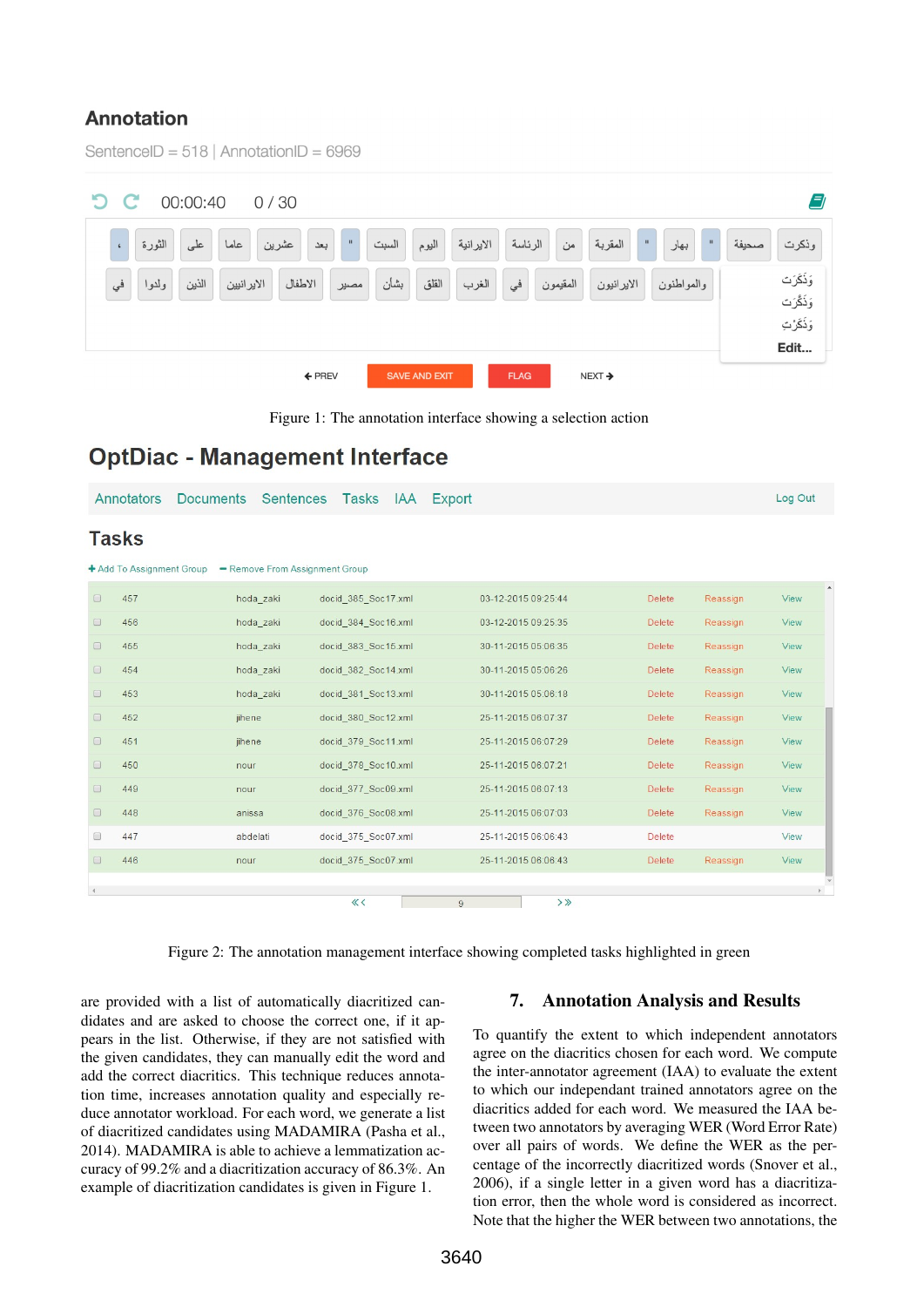Figure 1: The annotation interface showing a selection action

Figure 2: The annotation management interface showing completed tasks highlighted in green

are provided with a list of automatically diacritized candidates and are asked to choose the correct one, if it appears in the list. Otherwise, if they are not satisfied with the given candidates, they can manually edit the word and add the correct diacritics. This technique reduces annotation time, increases annotation quality and especially reduce annotator workload. For each word, we generate a list of diacritized candidates using MADAMIRA (Pasha et al., 2014). MADAMIRA is able to achieve a lemmatization accuracy of 99.2% and a diacritization accuracy of 86.3%. An example of diacritization candidates is given in Figure 1.

## 7. Annotation Analysis and Results

To quantify the extent to which independent annotators agree on the diacritics chosen for each word, we compute the inter-annotator agreement (IAA) to evaluate the extent to which our independant trained annotators agree on the diacritics added for each word. We measured the IAA between two annotators by averaging WER (Word Error Rate) over all pairs of words. We define the WER as the percentage of the incorrectly diacritized words (Snover et al., 2006), if a single letter in a given word has a diacritization error, then the whole word is considered as incorrect. Note that the higher the WER between two annotations, the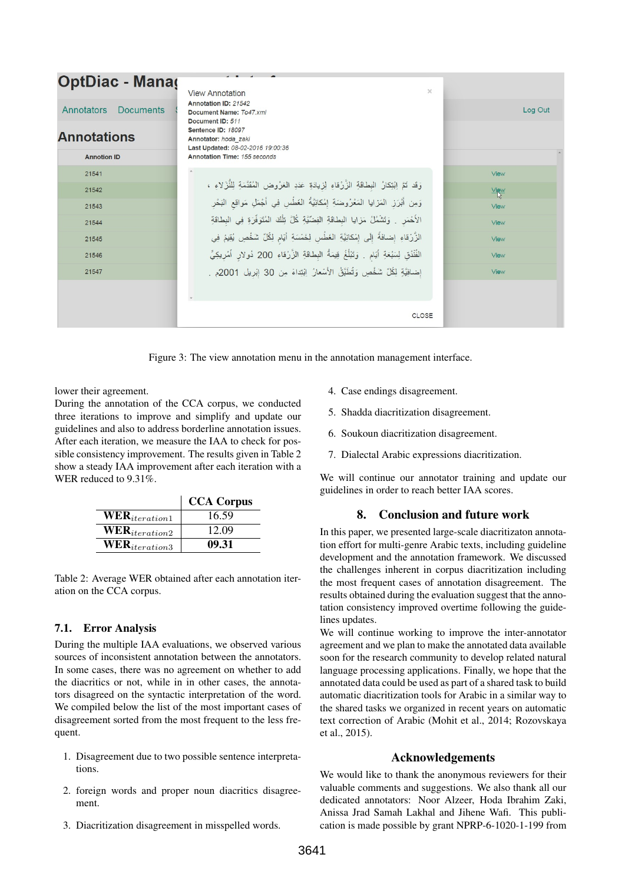Figure 3: The view annotation menu in the annotation management interface.

lower their agreement.

During the annotation of the CCA corpus, we conducted three iterations to improve and simplify and update our guidelines and also to address borderline annotation issues. After each iteration, we measure the IAA to check for possible consistency improvement. The results given in Table 2 show a steady IAA improvement after each iteration with a WER reduced to 9.31%.

| | CCA Corpus |
|---|---|
| $\textbf{WER}_{iteration1}$ | 16.59 |
| $\textbf{WER}_{iteration2}$ | 12.09 |
| $\textbf{WER}_{iteration3}$ | **09.31** |

Table 2: Average WER obtained after each annotation iteration on the CCA corpus.

### 7.1. Error Analysis

During the multiple IAA evaluations, we observed various sources of inconsistent annotation between the annotators. In some cases, there was no agreement on whether to add the diacritics or not, while in in other cases, the annotators disagreed on the syntactic interpretation of the word. We compiled below the list of the most important cases of disagreement sorted from the most frequent to the less frequent.

1. Disagreement due to two possible sentence interpretations.
2. foreign words and proper noun diacritics disagreement.
3. Diacritization disagreement in misspelled words.
4. Case endings disagreement.
5. Shadda diacritization disagreement.
6. Soukoun diacritization disagreement.
7. Dialectal Arabic expressions diacritization.

We will continue our annotator training and update our guidelines in order to reach better IAA scores.

## 8. Conclusion and future work

In this paper, we presented large-scale diacritizaton annotation effort for multi-genre Arabic texts, including guideline development and the annotation framework. We discussed the challenges inherent in corpus diacritization including the most frequent cases of annotation disagreement. The results obtained during the evaluation suggest that the annotation consistency improved overtime following the guidelines updates.

We will continue working to improve the inter-annotator agreement and we plan to make the annotated data available soon for the research community to develop related natural language processing applications. Finally, we hope that the annotated data could be used as part of a shared task to build automatic diacritization tools for Arabic in a similar way to the shared tasks we organized in recent years on automatic text correction of Arabic (Mohit et al., 2014; Rozovskaya et al., 2015).

## Acknowledgements

We would like to thank the anonymous reviewers for their valuable comments and suggestions. We also thank all our dedicated annotators: Noor Alzeer, Hoda Ibrahim Zaki, Anissa Jrad Samah Lakhal and Jihene Wafi. This publication is made possible by grant NPRP-6-1020-1-199 from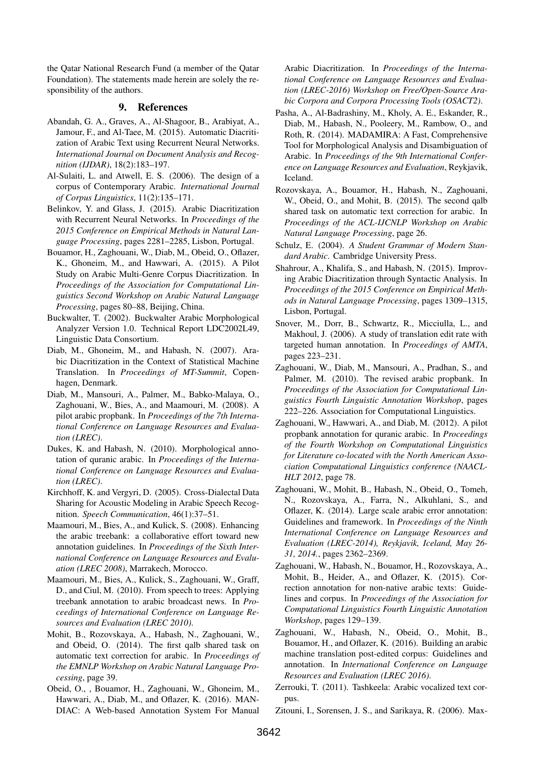the Qatar National Research Fund (a member of the Qatar Foundation). The statements made herein are solely the responsibility of the authors.

## 9. References

Abandah, G. A., Graves, A., Al-Shagoor, B., Arabiyat, A., Jamour, F., and Al-Taee, M. (2015). Automatic Diacritization of Arabic Text using Recurrent Neural Networks. *International Journal on Document Analysis and Recognition (IJDAR)*, 18(2):183–197.

Al-Sulaiti, L. and Atwell, E. S. (2006). The design of a corpus of Contemporary Arabic. *International Journal of Corpus Linguistics*, 11(2):135–171.

Belinkov, Y. and Glass, J. (2015). Arabic Diacritization with Recurrent Neural Networks. In *Proceedings of the 2015 Conference on Empirical Methods in Natural Language Processing*, pages 2281–2285, Lisbon, Portugal.

Bouamor, H., Zaghouani, W., Diab, M., Obeid, O., Oflazer, K., Ghoneim, M., and Hawwari, A. (2015). A Pilot Study on Arabic Multi-Genre Corpus Diacritization. In *Proceedings of the Association for Computational Linguistics Second Workshop on Arabic Natural Language Processing*, pages 80–88, Beijing, China.

Buckwalter, T. (2002). Buckwalter Arabic Morphological Analyzer Version 1.0. Technical Report LDC2002L49, Linguistic Data Consortium.

Diab, M., Ghoneim, M., and Habash, N. (2007). Arabic Diacritization in the Context of Statistical Machine Translation. In *Proceedings of MT-Summit*, Copenhagen, Denmark.

Diab, M., Mansouri, A., Palmer, M., Babko-Malaya, O., Zaghouani, W., Bies, A., and Maamouri, M. (2008). A pilot arabic propbank. In *Proceedings of the 7th International Conference on Language Resources and Evaluation (LREC)*.

Dukes, K. and Habash, N. (2010). Morphological annotation of quranic arabic. In *Proceedings of the International Conference on Language Resources and Evaluation (LREC)*.

Kirchhoff, K. and Vergyri, D. (2005). Cross-Dialectal Data Sharing for Acoustic Modeling in Arabic Speech Recognition. *Speech Communication*, 46(1):37–51.

Maamouri, M., Bies, A., and Kulick, S. (2008). Enhancing the arabic treebank: a collaborative effort toward new annotation guidelines. In *Proceedings of the Sixth International Conference on Language Resources and Evaluation (LREC 2008)*, Marrakech, Morocco.

Maamouri, M., Bies, A., Kulick, S., Zaghouani, W., Graff, D., and Ciul, M. (2010). From speech to trees: Applying treebank annotation to arabic broadcast news. In *Proceedings of International Conference on Language Resources and Evaluation (LREC 2010)*.

Mohit, B., Rozovskaya, A., Habash, N., Zaghouani, W., and Obeid, O. (2014). The first qalb shared task on automatic text correction for arabic. In *Proceedings of the EMNLP Workshop on Arabic Natural Language Processing*, page 39.

Obeid, O., , Bouamor, H., Zaghouani, W., Ghoneim, M., Hawwari, A., Diab, M., and Oflazer, K. (2016). MANDIAC: A Web-based Annotation System For Manual Arabic Diacritization. In *Proceedings of the International Conference on Language Resources and Evaluation (LREC-2016) Workshop on Free/Open-Source Arabic Corpora and Corpora Processing Tools (OSACT2)*.

Pasha, A., Al-Badrashiny, M., Kholy, A. E., Eskander, R., Diab, M., Habash, N., Pooleery, M., Rambow, O., and Roth, R. (2014). MADAMIRA: A Fast, Comprehensive Tool for Morphological Analysis and Disambiguation of Arabic. In *Proceedings of the 9th International Conference on Language Resources and Evaluation*, Reykjavik, Iceland.

Rozovskaya, A., Bouamor, H., Habash, N., Zaghouani, W., Obeid, O., and Mohit, B. (2015). The second qalb shared task on automatic text correction for arabic. In *Proceedings of the ACL-IJCNLP Workshop on Arabic Natural Language Processing*, page 26.

Schulz, E. (2004). *A Student Grammar of Modern Standard Arabic*. Cambridge University Press.

Shahrour, A., Khalifa, S., and Habash, N. (2015). Improving Arabic Diacritization through Syntactic Analysis. In *Proceedings of the 2015 Conference on Empirical Methods in Natural Language Processing*, pages 1309–1315, Lisbon, Portugal.

Snover, M., Dorr, B., Schwartz, R., Micciulla, L., and Makhoul, J. (2006). A study of translation edit rate with targeted human annotation. In *Proceedings of AMTA*, pages 223–231.

Zaghouani, W., Diab, M., Mansouri, A., Pradhan, S., and Palmer, M. (2010). The revised arabic propbank. In *Proceedings of the Association for Computational Linguistics Fourth Linguistic Annotation Workshop*, pages 222–226. Association for Computational Linguistics.

Zaghouani, W., Hawwari, A., and Diab, M. (2012). A pilot propbank annotation for quranic arabic. In *Proceedings of the Fourth Workshop on Computational Linguistics for Literature co-located with the North American Association Computational Linguistics conference (NAACL-HLT 2012*, page 78.

Zaghouani, W., Mohit, B., Habash, N., Obeid, O., Tomeh, N., Rozovskaya, A., Farra, N., Alkuhlani, S., and Oflazer, K. (2014). Large scale arabic error annotation: Guidelines and framework. In *Proceedings of the Ninth International Conference on Language Resources and Evaluation (LREC-2014), Reykjavik, Iceland, May 26-31, 2014.*, pages 2362–2369.

Zaghouani, W., Habash, N., Bouamor, H., Rozovskaya, A., Mohit, B., Heider, A., and Oflazer, K. (2015). Correction annotation for non-native arabic texts: Guidelines and corpus. In *Proceedings of the Association for Computational Linguistics Fourth Linguistic Annotation Workshop*, pages 129–139.

Zaghouani, W., Habash, N., Obeid, O., Mohit, B., Bouamor, H., and Oflazer, K. (2016). Building an arabic machine translation post-edited corpus: Guidelines and annotation. In *International Conference on Language Resources and Evaluation (LREC 2016)*.

Zerrouki, T. (2011). Tashkeela: Arabic vocalized text corpus.

Zitouni, I., Sorensen, J. S., and Sarikaya, R. (2006). Max-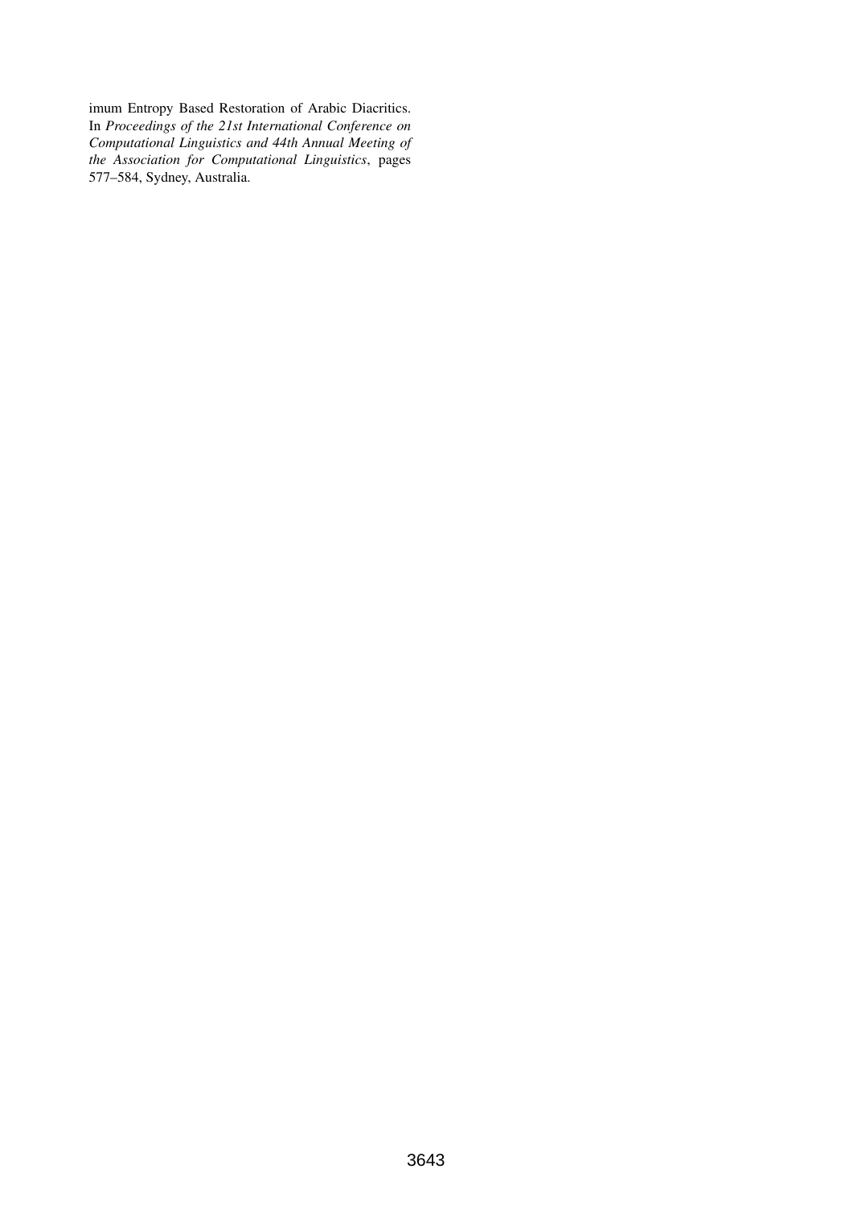imum Entropy Based Restoration of Arabic Diacritics. In *Proceedings of the 21st International Conference on Computational Linguistics and 44th Annual Meeting of the Association for Computational Linguistics*, pages 577–584, Sydney, Australia.